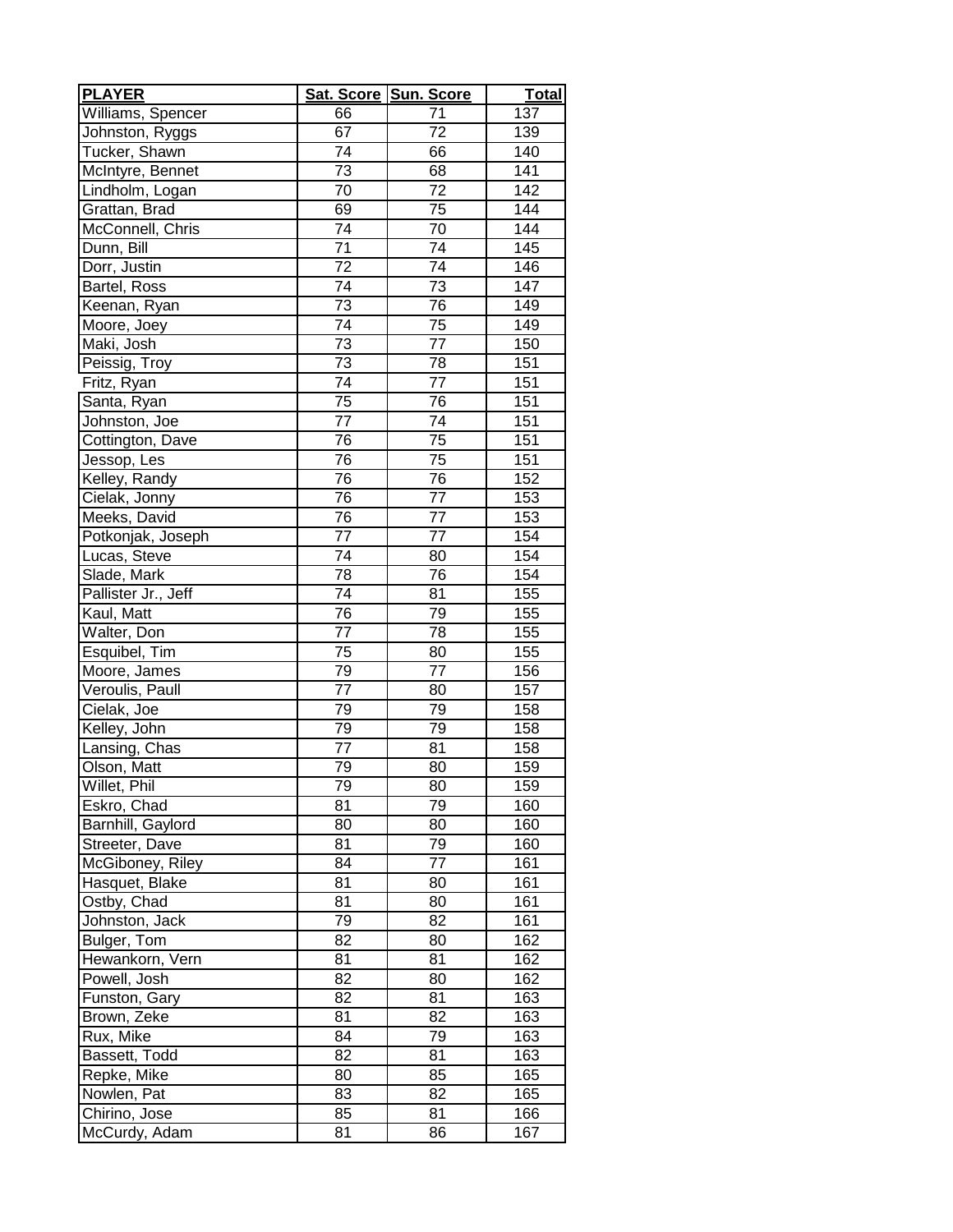| PLAYER | Sat. Score | Sun. Score | Total |
|---|---|---|---|
| Williams, Spencer | 66 | 71 | 137 |
| Johnston, Ryggs | 67 | 72 | 139 |
| Tucker, Shawn | 74 | 66 | 140 |
| McIntyre, Bennet | 73 | 68 | 141 |
| Lindholm, Logan | 70 | 72 | 142 |
| Grattan, Brad | 69 | 75 | 144 |
| McConnell, Chris | 74 | 70 | 144 |
| Dunn, Bill | 71 | 74 | 145 |
| Dorr, Justin | 72 | 74 | 146 |
| Bartel, Ross | 74 | 73 | 147 |
| Keenan, Ryan | 73 | 76 | 149 |
| Moore, Joey | 74 | 75 | 149 |
| Maki, Josh | 73 | 77 | 150 |
| Peissig, Troy | 73 | 78 | 151 |
| Fritz, Ryan | 74 | 77 | 151 |
| Santa, Ryan | 75 | 76 | 151 |
| Johnston, Joe | 77 | 74 | 151 |
| Cottington, Dave | 76 | 75 | 151 |
| Jessop, Les | 76 | 75 | 151 |
| Kelley, Randy | 76 | 76 | 152 |
| Cielak, Jonny | 76 | 77 | 153 |
| Meeks, David | 76 | 77 | 153 |
| Potkonjak, Joseph | 77 | 77 | 154 |
| Lucas, Steve | 74 | 80 | 154 |
| Slade, Mark | 78 | 76 | 154 |
| Pallister Jr., Jeff | 74 | 81 | 155 |
| Kaul, Matt | 76 | 79 | 155 |
| Walter, Don | 77 | 78 | 155 |
| Esquibel, Tim | 75 | 80 | 155 |
| Moore, James | 79 | 77 | 156 |
| Veroulis, Paull | 77 | 80 | 157 |
| Cielak, Joe | 79 | 79 | 158 |
| Kelley, John | 79 | 79 | 158 |
| Lansing, Chas | 77 | 81 | 158 |
| Olson, Matt | 79 | 80 | 159 |
| Willet, Phil | 79 | 80 | 159 |
| Eskro, Chad | 81 | 79 | 160 |
| Barnhill, Gaylord | 80 | 80 | 160 |
| Streeter, Dave | 81 | 79 | 160 |
| McGiboney, Riley | 84 | 77 | 161 |
| Hasquet, Blake | 81 | 80 | 161 |
| Ostby, Chad | 81 | 80 | 161 |
| Johnston, Jack | 79 | 82 | 161 |
| Bulger, Tom | 82 | 80 | 162 |
| Hewankorn, Vern | 81 | 81 | 162 |
| Powell, Josh | 82 | 80 | 162 |
| Funston, Gary | 82 | 81 | 163 |
| Brown, Zeke | 81 | 82 | 163 |
| Rux, Mike | 84 | 79 | 163 |
| Bassett, Todd | 82 | 81 | 163 |
| Repke, Mike | 80 | 85 | 165 |
| Nowlen, Pat | 83 | 82 | 165 |
| Chirino, Jose | 85 | 81 | 166 |
| McCurdy, Adam | 81 | 86 | 167 |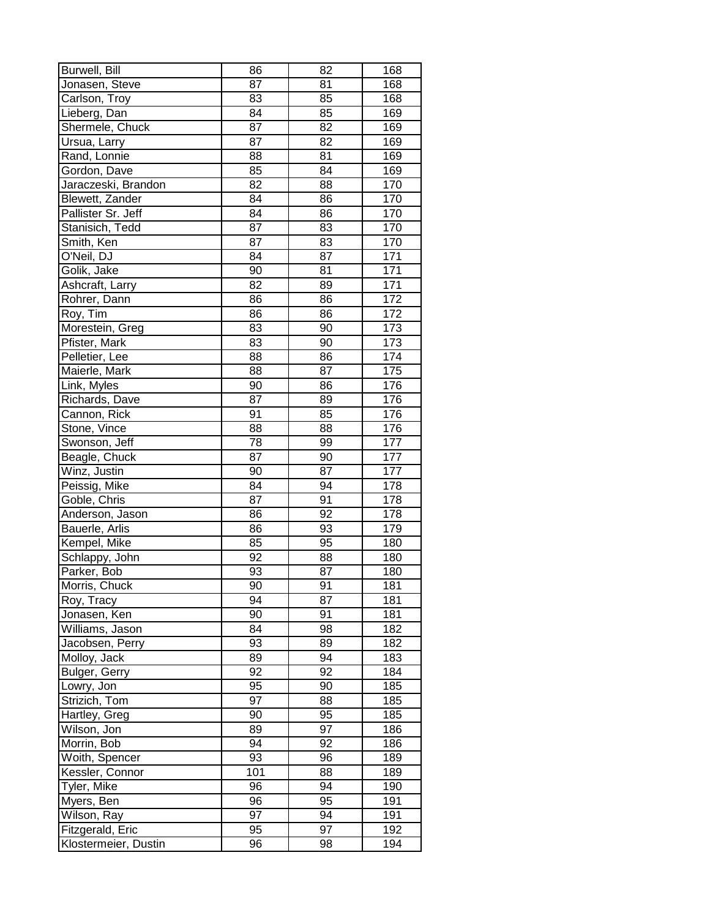| | | | |
|---|---|---|---|
| Burwell, Bill | 86 | 82 | 168 |
| Jonasen, Steve | 87 | 81 | 168 |
| Carlson, Troy | 83 | 85 | 168 |
| Lieberg, Dan | 84 | 85 | 169 |
| Shermele, Chuck | 87 | 82 | 169 |
| Ursua, Larry | 87 | 82 | 169 |
| Rand, Lonnie | 88 | 81 | 169 |
| Gordon, Dave | 85 | 84 | 169 |
| Jaraczeski, Brandon | 82 | 88 | 170 |
| Blewett, Zander | 84 | 86 | 170 |
| Pallister Sr. Jeff | 84 | 86 | 170 |
| Stanisich, Tedd | 87 | 83 | 170 |
| Smith, Ken | 87 | 83 | 170 |
| O'Neil, DJ | 84 | 87 | 171 |
| Golik, Jake | 90 | 81 | 171 |
| Ashcraft, Larry | 82 | 89 | 171 |
| Rohrer, Dann | 86 | 86 | 172 |
| Roy, Tim | 86 | 86 | 172 |
| Morestein, Greg | 83 | 90 | 173 |
| Pfister, Mark | 83 | 90 | 173 |
| Pelletier, Lee | 88 | 86 | 174 |
| Maierle, Mark | 88 | 87 | 175 |
| Link, Myles | 90 | 86 | 176 |
| Richards, Dave | 87 | 89 | 176 |
| Cannon, Rick | 91 | 85 | 176 |
| Stone, Vince | 88 | 88 | 176 |
| Swonson, Jeff | 78 | 99 | 177 |
| Beagle, Chuck | 87 | 90 | 177 |
| Winz, Justin | 90 | 87 | 177 |
| Peissig, Mike | 84 | 94 | 178 |
| Goble, Chris | 87 | 91 | 178 |
| Anderson, Jason | 86 | 92 | 178 |
| Bauerle, Arlis | 86 | 93 | 179 |
| Kempel, Mike | 85 | 95 | 180 |
| Schlappy, John | 92 | 88 | 180 |
| Parker, Bob | 93 | 87 | 180 |
| Morris, Chuck | 90 | 91 | 181 |
| Roy, Tracy | 94 | 87 | 181 |
| Jonasen, Ken | 90 | 91 | 181 |
| Williams, Jason | 84 | 98 | 182 |
| Jacobsen, Perry | 93 | 89 | 182 |
| Molloy, Jack | 89 | 94 | 183 |
| Bulger, Gerry | 92 | 92 | 184 |
| Lowry, Jon | 95 | 90 | 185 |
| Strizich, Tom | 97 | 88 | 185 |
| Hartley, Greg | 90 | 95 | 185 |
| Wilson, Jon | 89 | 97 | 186 |
| Morrin, Bob | 94 | 92 | 186 |
| Woith, Spencer | 93 | 96 | 189 |
| Kessler, Connor | 101 | 88 | 189 |
| Tyler, Mike | 96 | 94 | 190 |
| Myers, Ben | 96 | 95 | 191 |
| Wilson, Ray | 97 | 94 | 191 |
| Fitzgerald, Eric | 95 | 97 | 192 |
| Klostermeier, Dustin | 96 | 98 | 194 |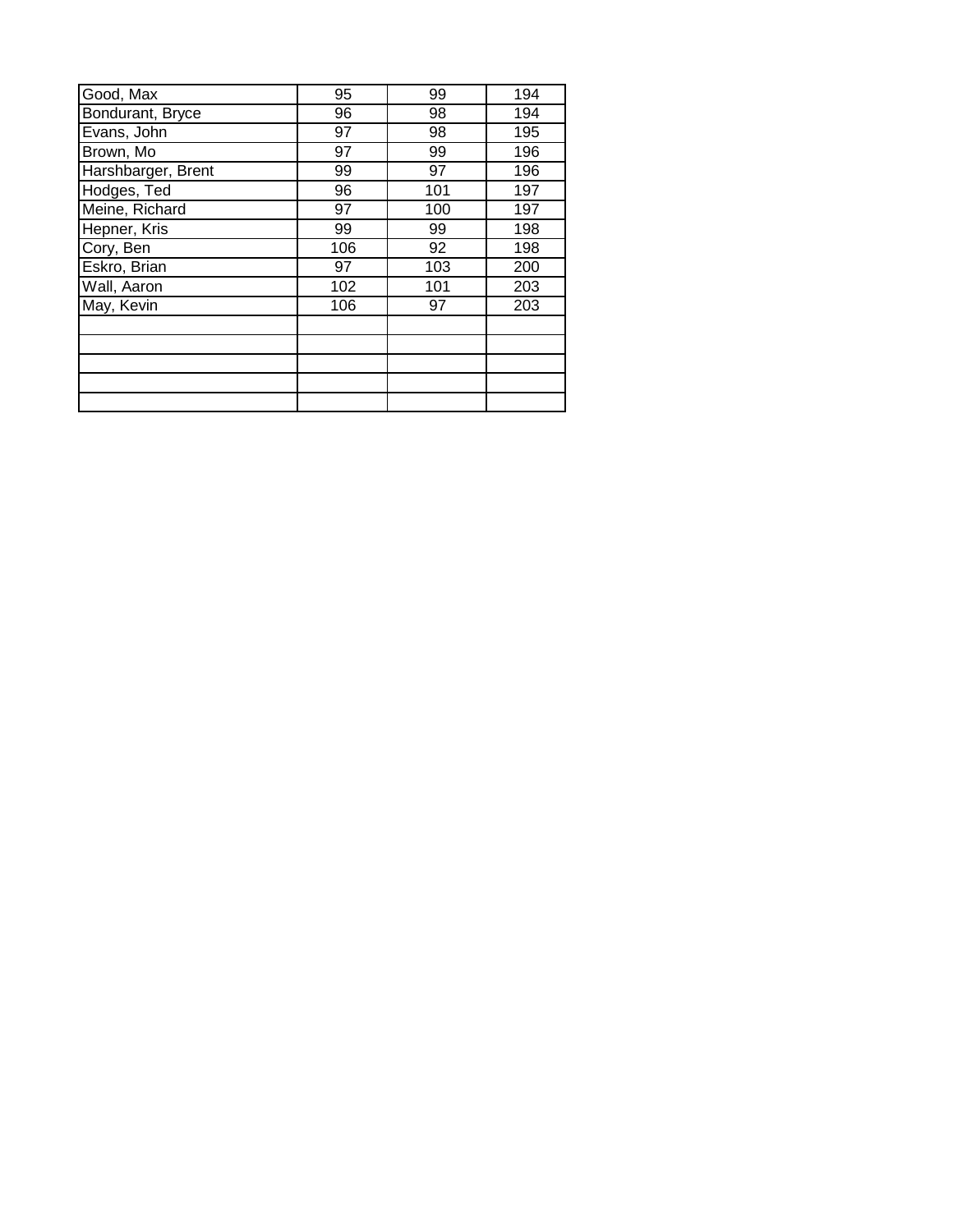| | | | |
|---|---|---|---|
| Good, Max | 95 | 99 | 194 |
| Bondurant, Bryce | 96 | 98 | 194 |
| Evans, John | 97 | 98 | 195 |
| Brown, Mo | 97 | 99 | 196 |
| Harshbarger, Brent | 99 | 97 | 196 |
| Hodges, Ted | 96 | 101 | 197 |
| Meine, Richard | 97 | 100 | 197 |
| Hepner, Kris | 99 | 99 | 198 |
| Cory, Ben | 106 | 92 | 198 |
| Eskro, Brian | 97 | 103 | 200 |
| Wall, Aaron | 102 | 101 | 203 |
| May, Kevin | 106 | 97 | 203 |
| | | | |
| | | | |
| | | | |
| | | | |
| | | | |